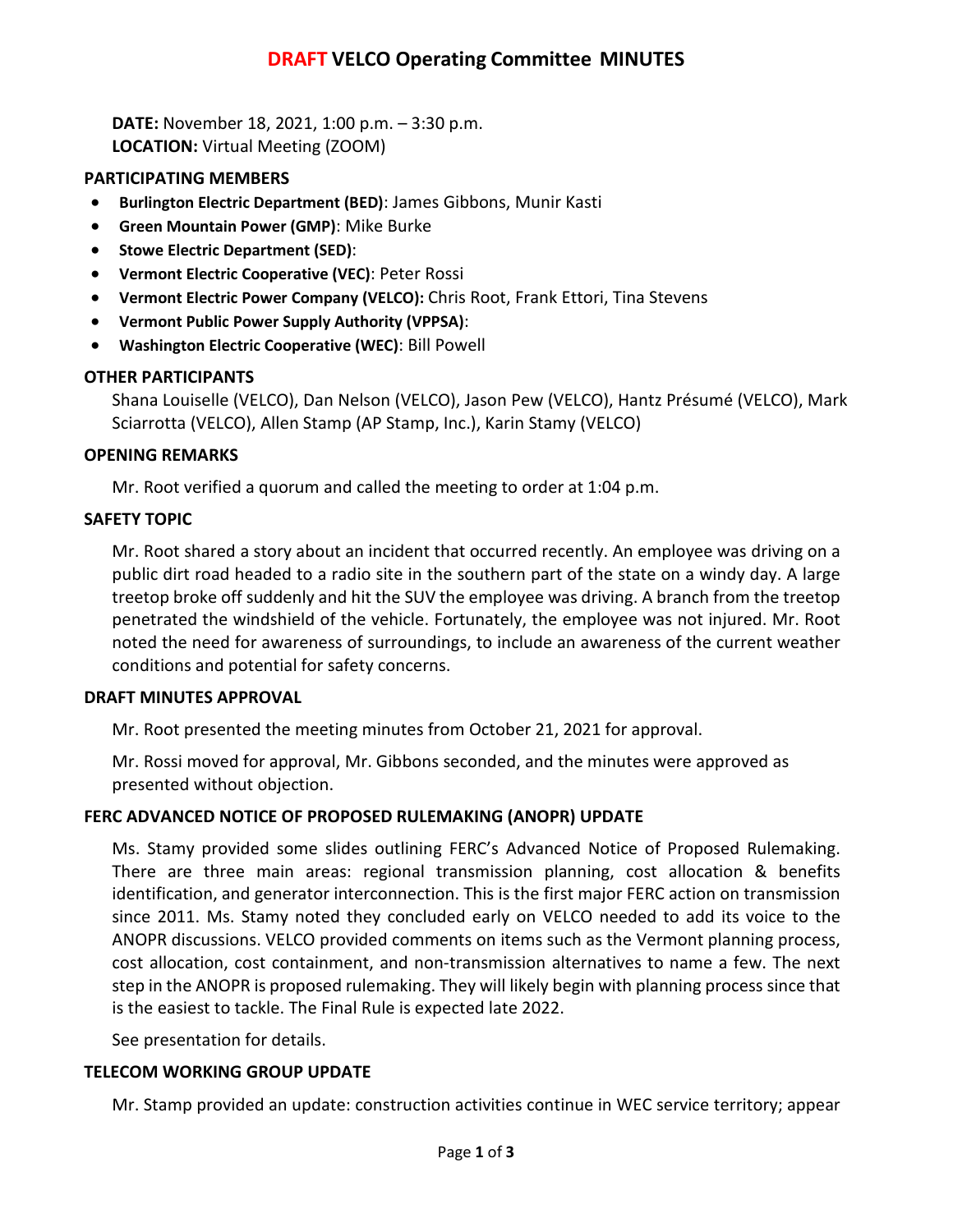# DRAFT VELCO Operating Committee MINUTES

**DATE:** November 18, 2021, 1:00 p.m. – 3:30 p.m.
**LOCATION:** Virtual Meeting (ZOOM)

## PARTICIPATING MEMBERS

- **Burlington Electric Department (BED)**: James Gibbons, Munir Kasti
- **Green Mountain Power (GMP)**: Mike Burke
- **Stowe Electric Department (SED)**:
- **Vermont Electric Cooperative (VEC)**: Peter Rossi
- **Vermont Electric Power Company (VELCO):** Chris Root, Frank Ettori, Tina Stevens
- **Vermont Public Power Supply Authority (VPPSA)**:
- **Washington Electric Cooperative (WEC)**: Bill Powell

## OTHER PARTICIPANTS

Shana Louiselle (VELCO), Dan Nelson (VELCO), Jason Pew (VELCO), Hantz Présumé (VELCO), Mark Sciarrotta (VELCO), Allen Stamp (AP Stamp, Inc.), Karin Stamy (VELCO)

## OPENING REMARKS

Mr. Root verified a quorum and called the meeting to order at 1:04 p.m.

## SAFETY TOPIC

Mr. Root shared a story about an incident that occurred recently. An employee was driving on a public dirt road headed to a radio site in the southern part of the state on a windy day. A large treetop broke off suddenly and hit the SUV the employee was driving. A branch from the treetop penetrated the windshield of the vehicle. Fortunately, the employee was not injured. Mr. Root noted the need for awareness of surroundings, to include an awareness of the current weather conditions and potential for safety concerns.

## DRAFT MINUTES APPROVAL

Mr. Root presented the meeting minutes from October 21, 2021 for approval.

Mr. Rossi moved for approval, Mr. Gibbons seconded, and the minutes were approved as presented without objection.

## FERC ADVANCED NOTICE OF PROPOSED RULEMAKING (ANOPR) UPDATE

Ms. Stamy provided some slides outlining FERC's Advanced Notice of Proposed Rulemaking. There are three main areas: regional transmission planning, cost allocation & benefits identification, and generator interconnection. This is the first major FERC action on transmission since 2011. Ms. Stamy noted they concluded early on VELCO needed to add its voice to the ANOPR discussions. VELCO provided comments on items such as the Vermont planning process, cost allocation, cost containment, and non-transmission alternatives to name a few. The next step in the ANOPR is proposed rulemaking. They will likely begin with planning process since that is the easiest to tackle. The Final Rule is expected late 2022.

See presentation for details.

## TELECOM WORKING GROUP UPDATE

Mr. Stamp provided an update: construction activities continue in WEC service territory; appear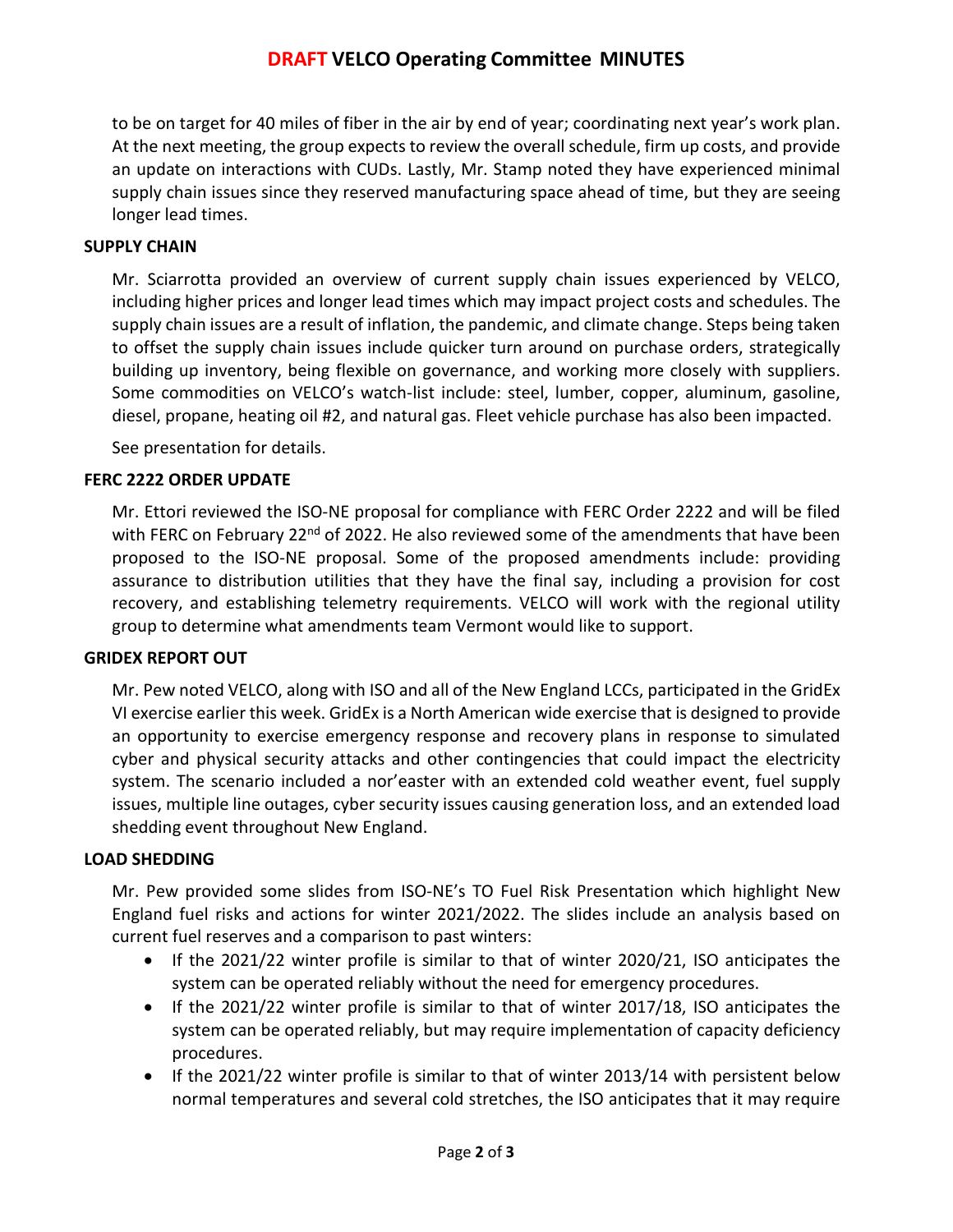to be on target for 40 miles of fiber in the air by end of year; coordinating next year's work plan. At the next meeting, the group expects to review the overall schedule, firm up costs, and provide an update on interactions with CUDs. Lastly, Mr. Stamp noted they have experienced minimal supply chain issues since they reserved manufacturing space ahead of time, but they are seeing longer lead times.

**SUPPLY CHAIN**

Mr. Sciarrotta provided an overview of current supply chain issues experienced by VELCO, including higher prices and longer lead times which may impact project costs and schedules. The supply chain issues are a result of inflation, the pandemic, and climate change. Steps being taken to offset the supply chain issues include quicker turn around on purchase orders, strategically building up inventory, being flexible on governance, and working more closely with suppliers. Some commodities on VELCO's watch-list include: steel, lumber, copper, aluminum, gasoline, diesel, propane, heating oil #2, and natural gas. Fleet vehicle purchase has also been impacted.

See presentation for details.

**FERC 2222 ORDER UPDATE**

Mr. Ettori reviewed the ISO-NE proposal for compliance with FERC Order 2222 and will be filed with FERC on February 22nd of 2022. He also reviewed some of the amendments that have been proposed to the ISO-NE proposal. Some of the proposed amendments include: providing assurance to distribution utilities that they have the final say, including a provision for cost recovery, and establishing telemetry requirements. VELCO will work with the regional utility group to determine what amendments team Vermont would like to support.

**GRIDEX REPORT OUT**

Mr. Pew noted VELCO, along with ISO and all of the New England LCCs, participated in the GridEx VI exercise earlier this week. GridEx is a North American wide exercise that is designed to provide an opportunity to exercise emergency response and recovery plans in response to simulated cyber and physical security attacks and other contingencies that could impact the electricity system. The scenario included a nor'easter with an extended cold weather event, fuel supply issues, multiple line outages, cyber security issues causing generation loss, and an extended load shedding event throughout New England.

**LOAD SHEDDING**

Mr. Pew provided some slides from ISO-NE's TO Fuel Risk Presentation which highlight New England fuel risks and actions for winter 2021/2022. The slides include an analysis based on current fuel reserves and a comparison to past winters:

- If the 2021/22 winter profile is similar to that of winter 2020/21, ISO anticipates the system can be operated reliably without the need for emergency procedures.
- If the 2021/22 winter profile is similar to that of winter 2017/18, ISO anticipates the system can be operated reliably, but may require implementation of capacity deficiency procedures.
- If the 2021/22 winter profile is similar to that of winter 2013/14 with persistent below normal temperatures and several cold stretches, the ISO anticipates that it may require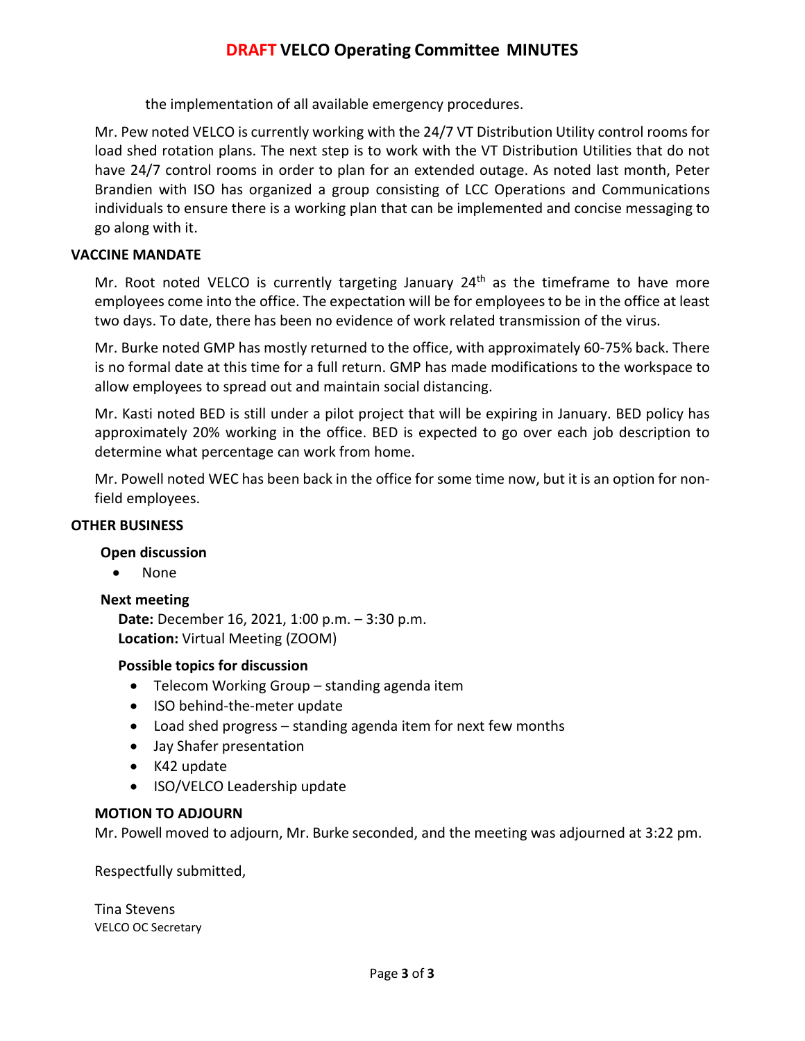the implementation of all available emergency procedures.

Mr. Pew noted VELCO is currently working with the 24/7 VT Distribution Utility control rooms for load shed rotation plans. The next step is to work with the VT Distribution Utilities that do not have 24/7 control rooms in order to plan for an extended outage. As noted last month, Peter Brandien with ISO has organized a group consisting of LCC Operations and Communications individuals to ensure there is a working plan that can be implemented and concise messaging to go along with it.

**VACCINE MANDATE**

Mr. Root noted VELCO is currently targeting January 24th as the timeframe to have more employees come into the office. The expectation will be for employees to be in the office at least two days. To date, there has been no evidence of work related transmission of the virus.

Mr. Burke noted GMP has mostly returned to the office, with approximately 60-75% back. There is no formal date at this time for a full return. GMP has made modifications to the workspace to allow employees to spread out and maintain social distancing.

Mr. Kasti noted BED is still under a pilot project that will be expiring in January. BED policy has approximately 20% working in the office. BED is expected to go over each job description to determine what percentage can work from home.

Mr. Powell noted WEC has been back in the office for some time now, but it is an option for non-field employees.

**OTHER BUSINESS**

**Open discussion**

- None

**Next meeting**

**Date:** December 16, 2021, 1:00 p.m. – 3:30 p.m.
**Location:** Virtual Meeting (ZOOM)

**Possible topics for discussion**

- Telecom Working Group – standing agenda item
- ISO behind-the-meter update
- Load shed progress – standing agenda item for next few months
- Jay Shafer presentation
- K42 update
- ISO/VELCO Leadership update

**MOTION TO ADJOURN**

Mr. Powell moved to adjourn, Mr. Burke seconded, and the meeting was adjourned at 3:22 pm.

Respectfully submitted,

Tina Stevens
VELCO OC Secretary